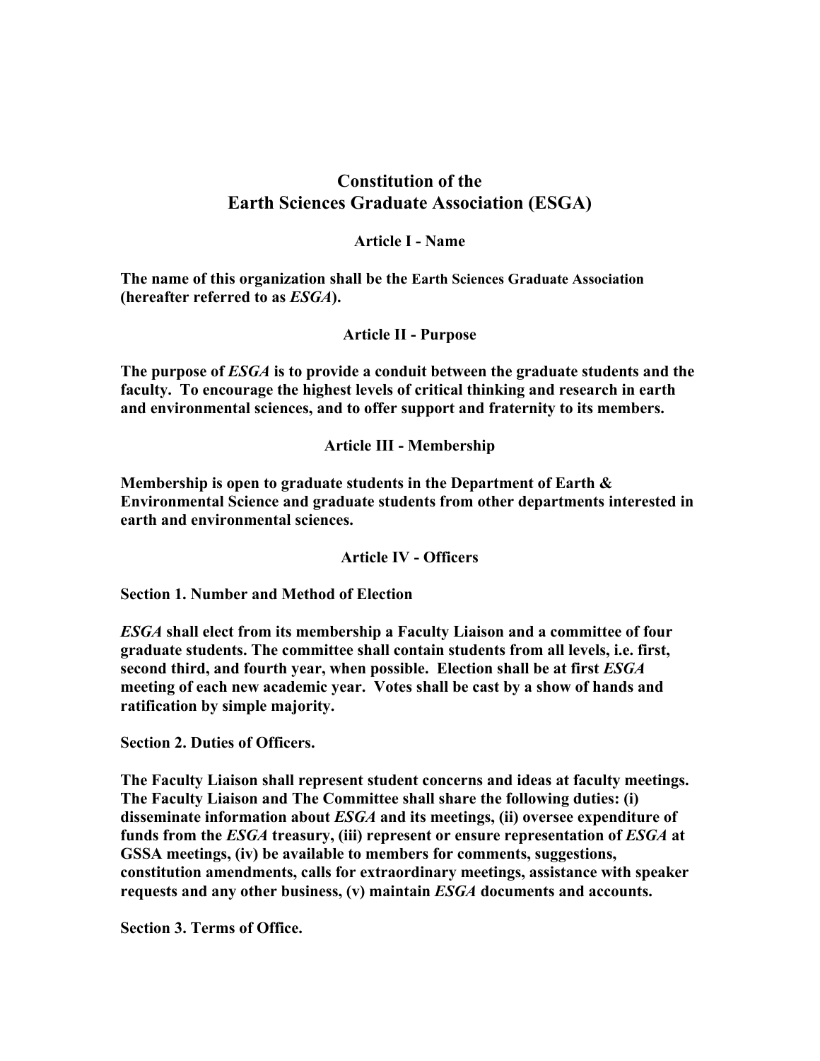# Constitution of the Earth Sciences Graduate Association (ESGA)

## Article I - Name

**The name of this organization shall be the Earth Sciences Graduate Association (hereafter referred to as *ESGA*).**

## Article II - Purpose

**The purpose of *ESGA* is to provide a conduit between the graduate students and the faculty. To encourage the highest levels of critical thinking and research in earth and environmental sciences, and to offer support and fraternity to its members.**

## Article III - Membership

**Membership is open to graduate students in the Department of Earth & Environmental Science and graduate students from other departments interested in earth and environmental sciences.**

## Article IV - Officers

### Section 1. Number and Method of Election

***ESGA* shall elect from its membership a Faculty Liaison and a committee of four graduate students. The committee shall contain students from all levels, i.e. first, second third, and fourth year, when possible. Election shall be at first *ESGA* meeting of each new academic year. Votes shall be cast by a show of hands and ratification by simple majority.**

### Section 2. Duties of Officers.

**The Faculty Liaison shall represent student concerns and ideas at faculty meetings. The Faculty Liaison and The Committee shall share the following duties: (i) disseminate information about *ESGA* and its meetings, (ii) oversee expenditure of funds from the *ESGA* treasury, (iii) represent or ensure representation of *ESGA* at GSSA meetings, (iv) be available to members for comments, suggestions, constitution amendments, calls for extraordinary meetings, assistance with speaker requests and any other business, (v) maintain *ESGA* documents and accounts.**

### Section 3. Terms of Office.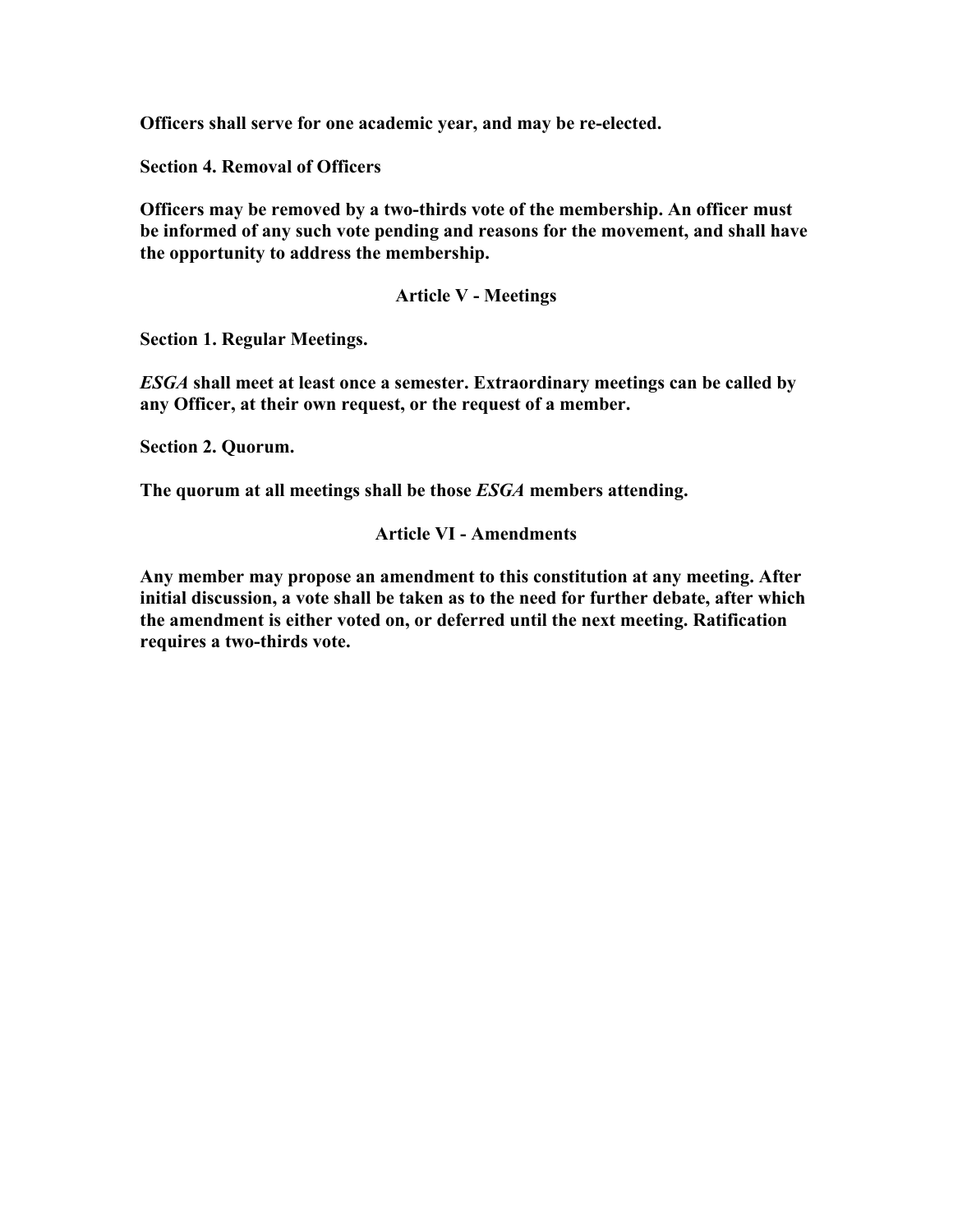**Officers shall serve for one academic year, and may be re-elected.**

**Section 4. Removal of Officers**

**Officers may be removed by a two-thirds vote of the membership. An officer must be informed of any such vote pending and reasons for the movement, and shall have the opportunity to address the membership.**

## Article V - Meetings

**Section 1. Regular Meetings.**

***ESGA* shall meet at least once a semester. Extraordinary meetings can be called by any Officer, at their own request, or the request of a member.**

**Section 2. Quorum.**

**The quorum at all meetings shall be those *ESGA* members attending.**

## Article VI - Amendments

**Any member may propose an amendment to this constitution at any meeting. After initial discussion, a vote shall be taken as to the need for further debate, after which the amendment is either voted on, or deferred until the next meeting. Ratification requires a two-thirds vote.**